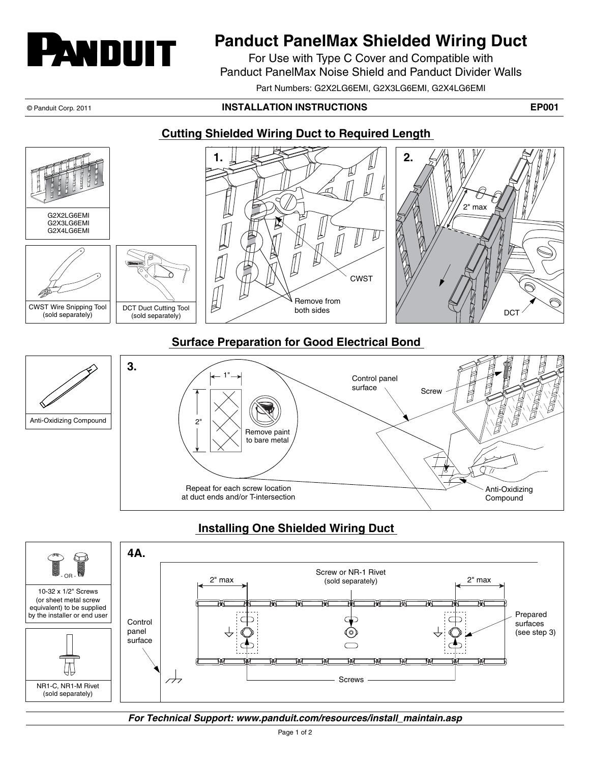# Panduct PanelMax Shielded Wiring Duct

For Use with Type C Cover and Compatible with
Panduct PanelMax Noise Shield and Panduct Divider Walls

Part Numbers: G2X2LG6EMI, G2X3LG6EMI, G2X4LG6EMI

© Panduit Corp. 2011 **INSTALLATION INSTRUCTIONS** **EP001**

## Cutting Shielded Wiring Duct to Required Length

G2X2LG6EMI
G2X3LG6EMI
G2X4LG6EMI

CWST Wire Snipping Tool (sold separately)

DCT Duct Cutting Tool (sold separately)

**1.**

CWST

Remove from both sides

**2.**

2" max

DCT

## Surface Preparation for Good Electrical Bond

Anti-Oxidizing Compound

**3.**

1"

2"

Remove paint to bare metal

Repeat for each screw location at duct ends and/or T-intersection

Control panel surface

Screw

Anti-Oxidizing Compound

## Installing One Shielded Wiring Duct

10-32 x 1/2" Screws (or sheet metal screw equivalent) to be supplied by the installer or end user

NR1-C, NR1-M Rivet (sold separately)

**4A.**

Screw or NR-1 Rivet (sold separately)

2" max

2" max

Control panel surface

Prepared surfaces (see step 3)

Screws

***For Technical Support: www.panduit.com/resources/install_maintain.asp***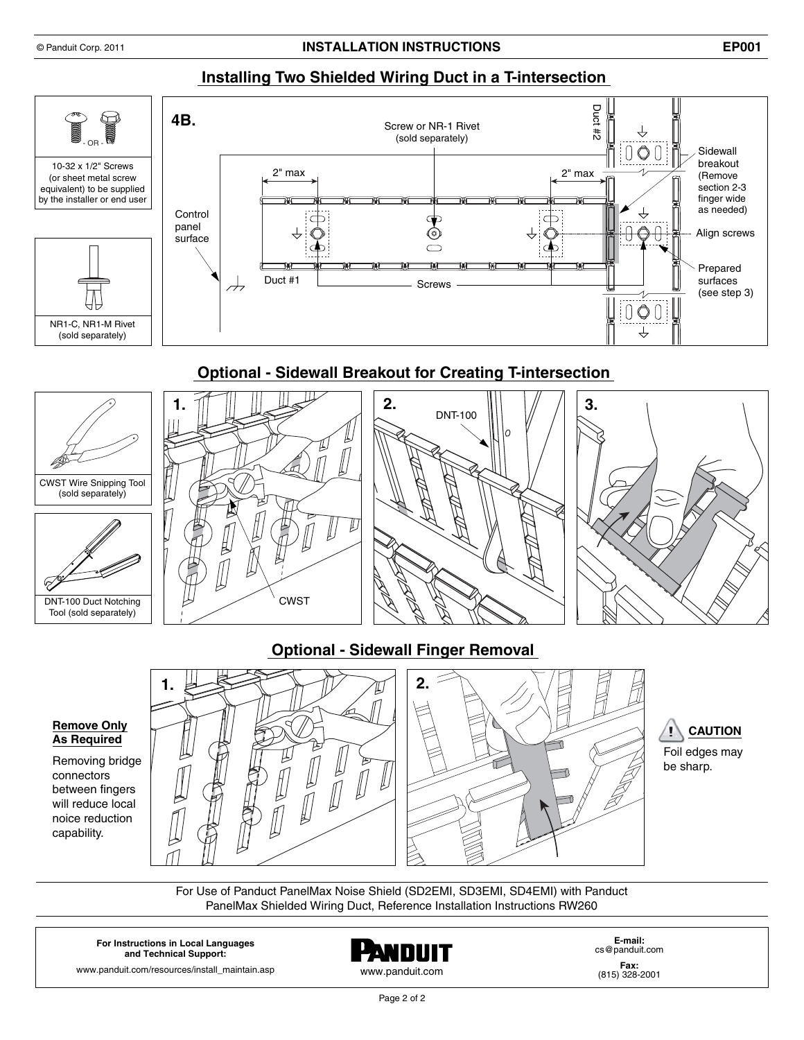## Installing Two Shielded Wiring Duct in a T-intersection

10-32 x 1/2" Screws (or sheet metal screw equivalent) to be supplied by the installer or end user

NR1-C, NR1-M Rivet (sold separately)

**4B.**

Screw or NR-1 Rivet (sold separately)

2" max

2" max

Duct #2

Sidewall breakout (Remove section 2-3 finger wide as needed)

Align screws

Prepared surfaces (see step 3)

Control panel surface

Duct #1

Screws

## Optional - Sidewall Breakout for Creating T-intersection

CWST Wire Snipping Tool (sold separately)

DNT-100 Duct Notching Tool (sold separately)

**1.** CWST

**2.** DNT-100

**3.**

## Optional - Sidewall Finger Removal

**Remove Only As Required**

Removing bridge connectors between fingers will reduce local noice reduction capability.

**1.**

**2.**

**CAUTION**

Foil edges may be sharp.

For Use of Panduct PanelMax Noise Shield (SD2EMI, SD3EMI, SD4EMI) with Panduct PanelMax Shielded Wiring Duct, Reference Installation Instructions RW260

**For Instructions in Local Languages and Technical Support:**
www.panduit.com/resources/install_maintain.asp

PANDUIT
www.panduit.com

**E-mail:**
cs@panduit.com

**Fax:**
(815) 328-2001